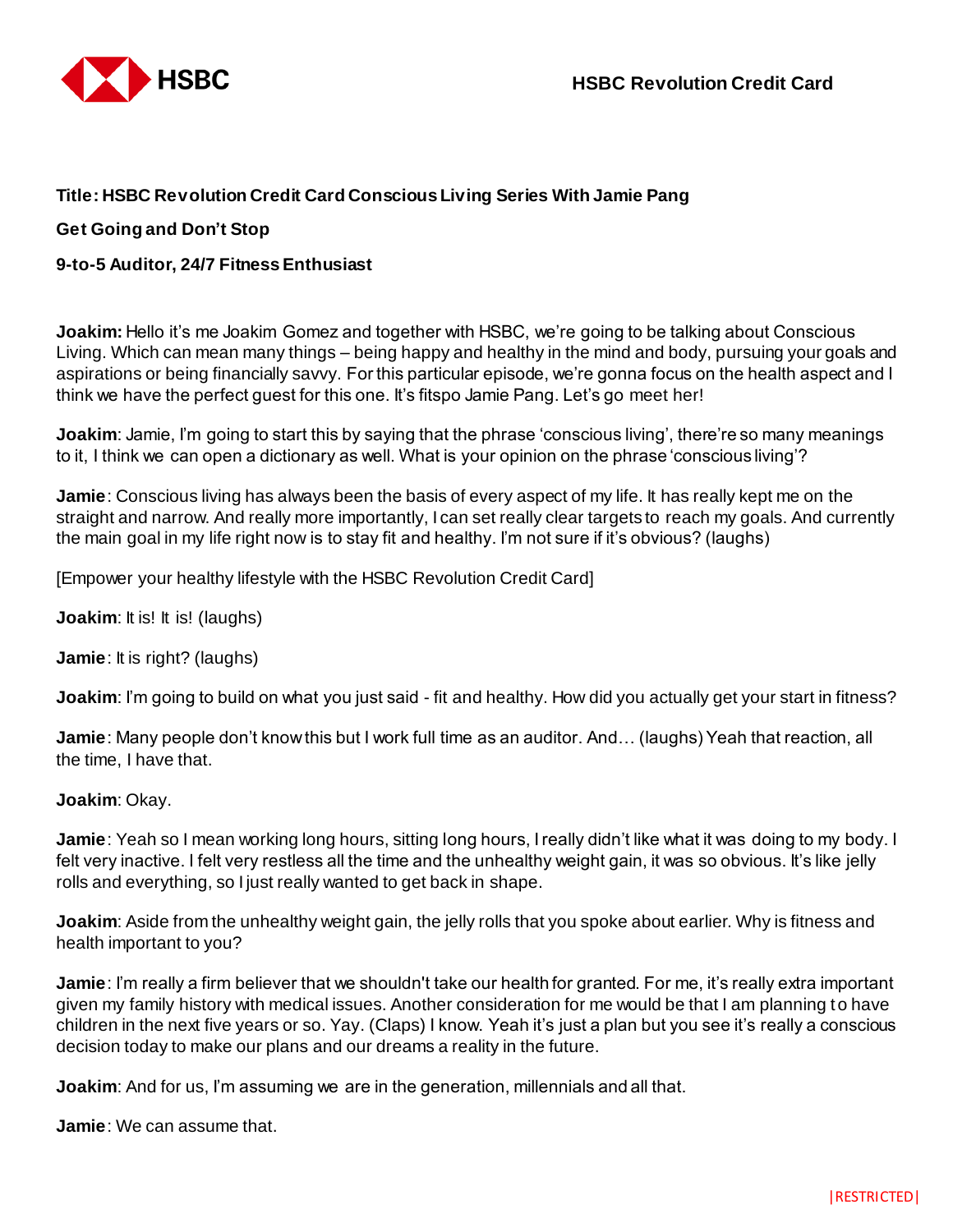**Title: HSBC Revolution Credit Card Conscious Living Series With Jamie Pang**

**Get Going and Don't Stop**

**9-to-5 Auditor, 24/7 Fitness Enthusiast**

**Joakim:** Hello it's me Joakim Gomez and together with HSBC, we're going to be talking about Conscious Living. Which can mean many things – being happy and healthy in the mind and body, pursuing your goals and aspirations or being financially savvy. For this particular episode, we're gonna focus on the health aspect and I think we have the perfect guest for this one. It's fitspo Jamie Pang. Let's go meet her!

**Joakim**: Jamie, I'm going to start this by saying that the phrase 'conscious living', there're so many meanings to it, I think we can open a dictionary as well. What is your opinion on the phrase 'conscious living'?

**Jamie**: Conscious living has always been the basis of every aspect of my life. It has really kept me on the straight and narrow. And really more importantly, I can set really clear targets to reach my goals. And currently the main goal in my life right now is to stay fit and healthy. I'm not sure if it's obvious? (laughs)

[Empower your healthy lifestyle with the HSBC Revolution Credit Card]

**Joakim**: It is! It is! (laughs)

**Jamie**: It is right? (laughs)

**Joakim**: I'm going to build on what you just said - fit and healthy. How did you actually get your start in fitness?

**Jamie**: Many people don't know this but I work full time as an auditor. And… (laughs) Yeah that reaction, all the time, I have that.

**Joakim**: Okay.

**Jamie**: Yeah so I mean working long hours, sitting long hours, I really didn't like what it was doing to my body. I felt very inactive. I felt very restless all the time and the unhealthy weight gain, it was so obvious. It's like jelly rolls and everything, so I just really wanted to get back in shape.

**Joakim**: Aside from the unhealthy weight gain, the jelly rolls that you spoke about earlier. Why is fitness and health important to you?

**Jamie**: I'm really a firm believer that we shouldn't take our health for granted. For me, it's really extra important given my family history with medical issues. Another consideration for me would be that I am planning to have children in the next five years or so. Yay. (Claps) I know. Yeah it's just a plan but you see it's really a conscious decision today to make our plans and our dreams a reality in the future.

**Joakim**: And for us, I'm assuming we are in the generation, millennials and all that.

**Jamie**: We can assume that.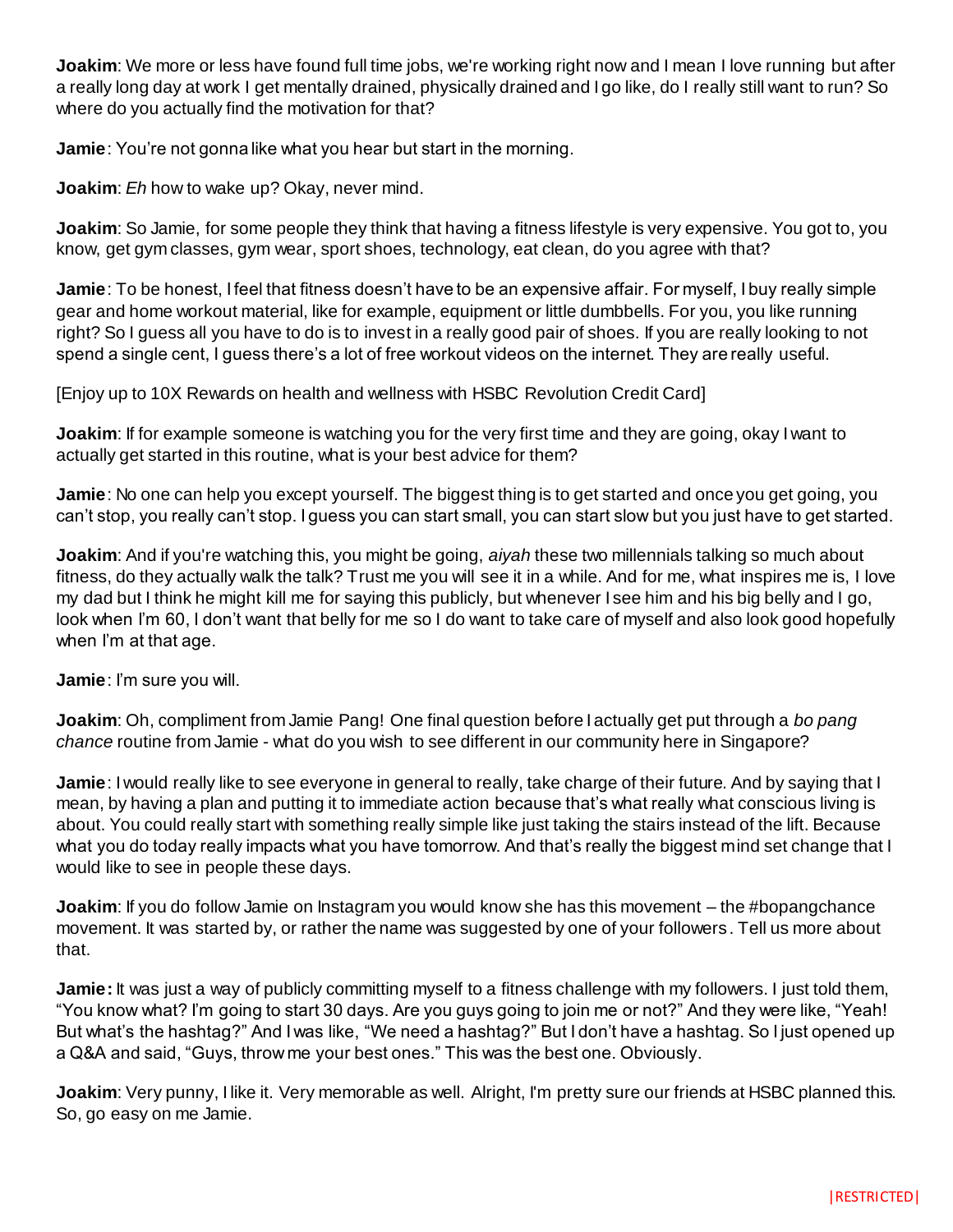**Joakim**: We more or less have found full time jobs, we're working right now and I mean I love running but after a really long day at work I get mentally drained, physically drained and I go like, do I really still want to run? So where do you actually find the motivation for that?

**Jamie**: You're not gonna like what you hear but start in the morning.

**Joakim**: *Eh* how to wake up? Okay, never mind.

**Joakim**: So Jamie, for some people they think that having a fitness lifestyle is very expensive. You got to, you know, get gym classes, gym wear, sport shoes, technology, eat clean, do you agree with that?

**Jamie**: To be honest, I feel that fitness doesn't have to be an expensive affair. For myself, I buy really simple gear and home workout material, like for example, equipment or little dumbbells. For you, you like running right? So I guess all you have to do is to invest in a really good pair of shoes. If you are really looking to not spend a single cent, I guess there's a lot of free workout videos on the internet. They are really useful.

[Enjoy up to 10X Rewards on health and wellness with HSBC Revolution Credit Card]

**Joakim**: If for example someone is watching you for the very first time and they are going, okay I want to actually get started in this routine, what is your best advice for them?

**Jamie**: No one can help you except yourself. The biggest thing is to get started and once you get going, you can't stop, you really can't stop. I guess you can start small, you can start slow but you just have to get started.

**Joakim**: And if you're watching this, you might be going, *aiyah* these two millennials talking so much about fitness, do they actually walk the talk? Trust me you will see it in a while. And for me, what inspires me is, I love my dad but I think he might kill me for saying this publicly, but whenever I see him and his big belly and I go, look when I'm 60, I don't want that belly for me so I do want to take care of myself and also look good hopefully when I'm at that age.

**Jamie**: I'm sure you will.

**Joakim**: Oh, compliment from Jamie Pang! One final question before I actually get put through a *bo pang chance* routine from Jamie - what do you wish to see different in our community here in Singapore?

**Jamie**: I would really like to see everyone in general to really, take charge of their future. And by saying that I mean, by having a plan and putting it to immediate action because that's what really what conscious living is about. You could really start with something really simple like just taking the stairs instead of the lift. Because what you do today really impacts what you have tomorrow. And that's really the biggest mind set change that I would like to see in people these days.

**Joakim**: If you do follow Jamie on Instagram you would know she has this movement – the #bopangchance movement. It was started by, or rather the name was suggested by one of your followers. Tell us more about that.

**Jamie:** It was just a way of publicly committing myself to a fitness challenge with my followers. I just told them, "You know what? I'm going to start 30 days. Are you guys going to join me or not?" And they were like, "Yeah! But what's the hashtag?" And I was like, "We need a hashtag?" But I don't have a hashtag. So I just opened up a Q&A and said, "Guys, throw me your best ones." This was the best one. Obviously.

**Joakim**: Very punny, I like it. Very memorable as well. Alright, I'm pretty sure our friends at HSBC planned this. So, go easy on me Jamie.

|RESTRICTED|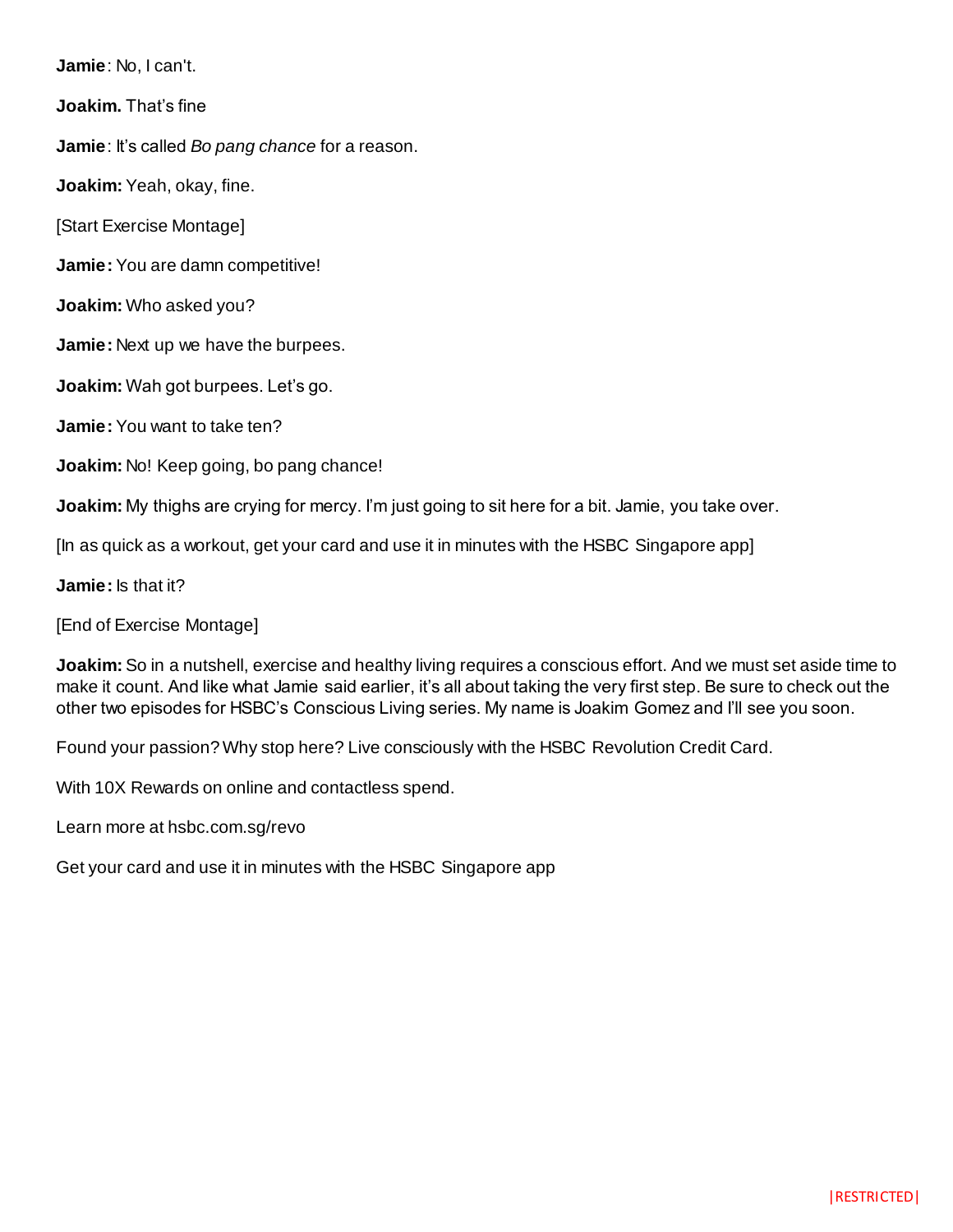**Jamie**: No, I can't.

**Joakim.** That's fine

**Jamie**: It's called *Bo pang chance* for a reason.

**Joakim:** Yeah, okay, fine.

[Start Exercise Montage]

**Jamie:** You are damn competitive!

**Joakim:** Who asked you?

**Jamie:** Next up we have the burpees.

**Joakim:** Wah got burpees. Let's go.

**Jamie:** You want to take ten?

**Joakim:** No! Keep going, bo pang chance!

**Joakim:** My thighs are crying for mercy. I'm just going to sit here for a bit. Jamie, you take over.

[In as quick as a workout, get your card and use it in minutes with the HSBC Singapore app]

**Jamie:** Is that it?

[End of Exercise Montage]

**Joakim:** So in a nutshell, exercise and healthy living requires a conscious effort. And we must set aside time to make it count. And like what Jamie said earlier, it's all about taking the very first step. Be sure to check out the other two episodes for HSBC's Conscious Living series. My name is Joakim Gomez and I'll see you soon.

Found your passion? Why stop here? Live consciously with the HSBC Revolution Credit Card.

With 10X Rewards on online and contactless spend.

Learn more at hsbc.com.sg/revo

Get your card and use it in minutes with the HSBC Singapore app